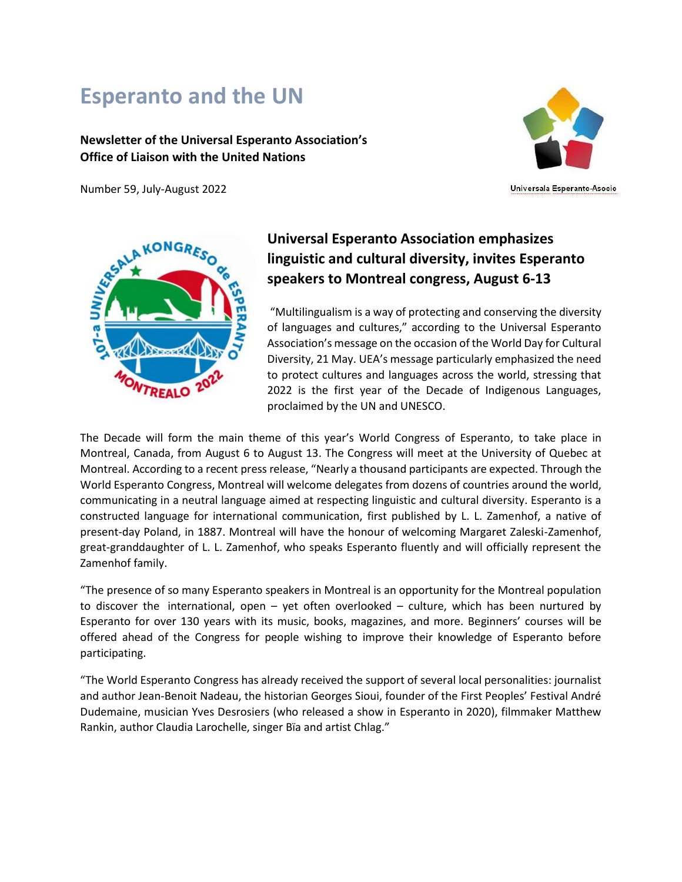# Esperanto and the UN

**Newsletter of the Universal Esperanto Association's Office of Liaison with the United Nations**

Number 59, July-August 2022

## Universal Esperanto Association emphasizes linguistic and cultural diversity, invites Esperanto speakers to Montreal congress, August 6-13

"Multilingualism is a way of protecting and conserving the diversity of languages and cultures," according to the Universal Esperanto Association's message on the occasion of the World Day for Cultural Diversity, 21 May. UEA's message particularly emphasized the need to protect cultures and languages across the world, stressing that 2022 is the first year of the Decade of Indigenous Languages, proclaimed by the UN and UNESCO.

The Decade will form the main theme of this year's World Congress of Esperanto, to take place in Montreal, Canada, from August 6 to August 13. The Congress will meet at the University of Quebec at Montreal. According to a recent press release, "Nearly a thousand participants are expected. Through the World Esperanto Congress, Montreal will welcome delegates from dozens of countries around the world, communicating in a neutral language aimed at respecting linguistic and cultural diversity. Esperanto is a constructed language for international communication, first published by L. L. Zamenhof, a native of present-day Poland, in 1887. Montreal will have the honour of welcoming Margaret Zaleski-Zamenhof, great-granddaughter of L. L. Zamenhof, who speaks Esperanto fluently and will officially represent the Zamenhof family.

"The presence of so many Esperanto speakers in Montreal is an opportunity for the Montreal population to discover the international, open – yet often overlooked – culture, which has been nurtured by Esperanto for over 130 years with its music, books, magazines, and more. Beginners' courses will be offered ahead of the Congress for people wishing to improve their knowledge of Esperanto before participating.

"The World Esperanto Congress has already received the support of several local personalities: journalist and author Jean-Benoit Nadeau, the historian Georges Sioui, founder of the First Peoples' Festival André Dudemaine, musician Yves Desrosiers (who released a show in Esperanto in 2020), filmmaker Matthew Rankin, author Claudia Larochelle, singer Bïa and artist Chlag."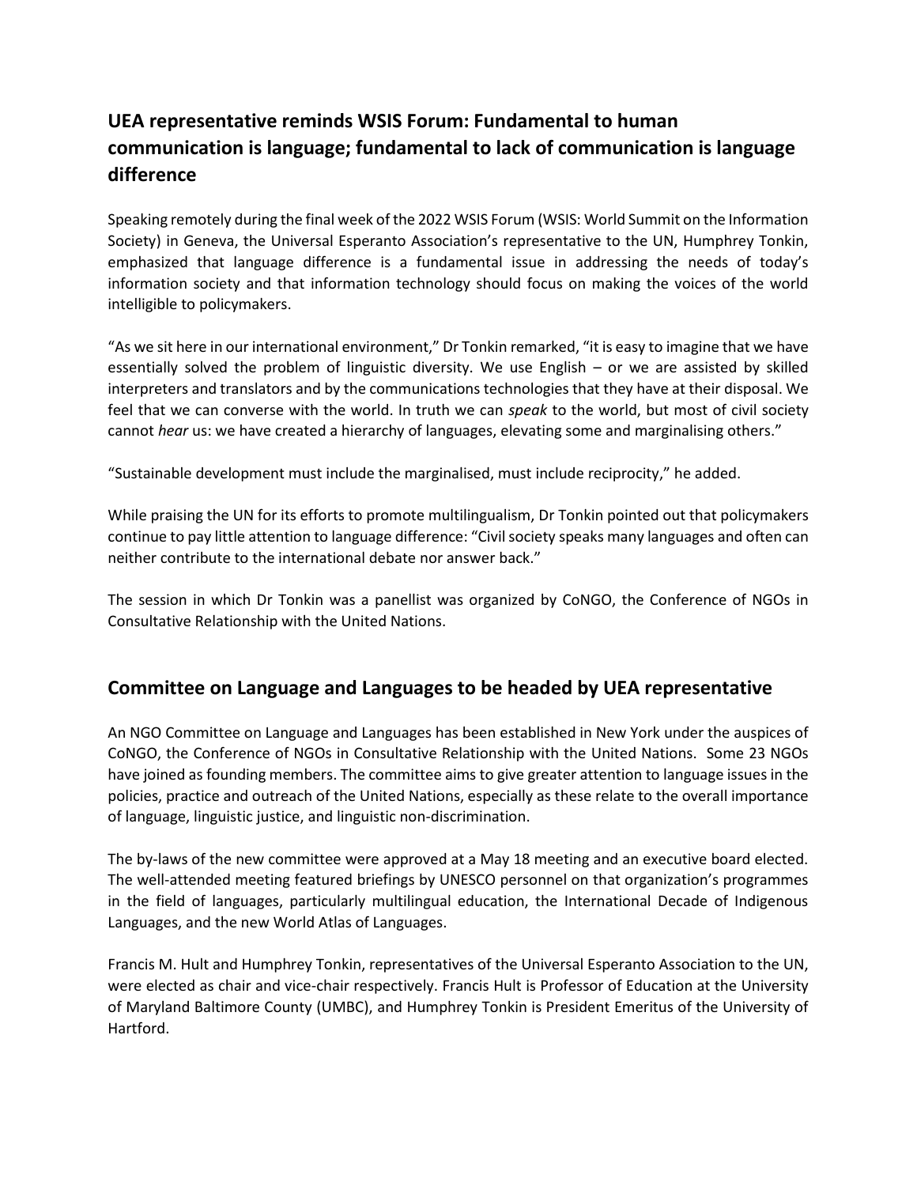## UEA representative reminds WSIS Forum: Fundamental to human communication is language; fundamental to lack of communication is language difference

Speaking remotely during the final week of the 2022 WSIS Forum (WSIS: World Summit on the Information Society) in Geneva, the Universal Esperanto Association's representative to the UN, Humphrey Tonkin, emphasized that language difference is a fundamental issue in addressing the needs of today's information society and that information technology should focus on making the voices of the world intelligible to policymakers.

"As we sit here in our international environment," Dr Tonkin remarked, "it is easy to imagine that we have essentially solved the problem of linguistic diversity. We use English – or we are assisted by skilled interpreters and translators and by the communications technologies that they have at their disposal. We feel that we can converse with the world. In truth we can *speak* to the world, but most of civil society cannot *hear* us: we have created a hierarchy of languages, elevating some and marginalising others."

"Sustainable development must include the marginalised, must include reciprocity," he added.

While praising the UN for its efforts to promote multilingualism, Dr Tonkin pointed out that policymakers continue to pay little attention to language difference: "Civil society speaks many languages and often can neither contribute to the international debate nor answer back."

The session in which Dr Tonkin was a panellist was organized by CoNGO, the Conference of NGOs in Consultative Relationship with the United Nations.

## Committee on Language and Languages to be headed by UEA representative

An NGO Committee on Language and Languages has been established in New York under the auspices of CoNGO, the Conference of NGOs in Consultative Relationship with the United Nations. Some 23 NGOs have joined as founding members. The committee aims to give greater attention to language issues in the policies, practice and outreach of the United Nations, especially as these relate to the overall importance of language, linguistic justice, and linguistic non-discrimination.

The by-laws of the new committee were approved at a May 18 meeting and an executive board elected. The well-attended meeting featured briefings by UNESCO personnel on that organization's programmes in the field of languages, particularly multilingual education, the International Decade of Indigenous Languages, and the new World Atlas of Languages.

Francis M. Hult and Humphrey Tonkin, representatives of the Universal Esperanto Association to the UN, were elected as chair and vice-chair respectively. Francis Hult is Professor of Education at the University of Maryland Baltimore County (UMBC), and Humphrey Tonkin is President Emeritus of the University of Hartford.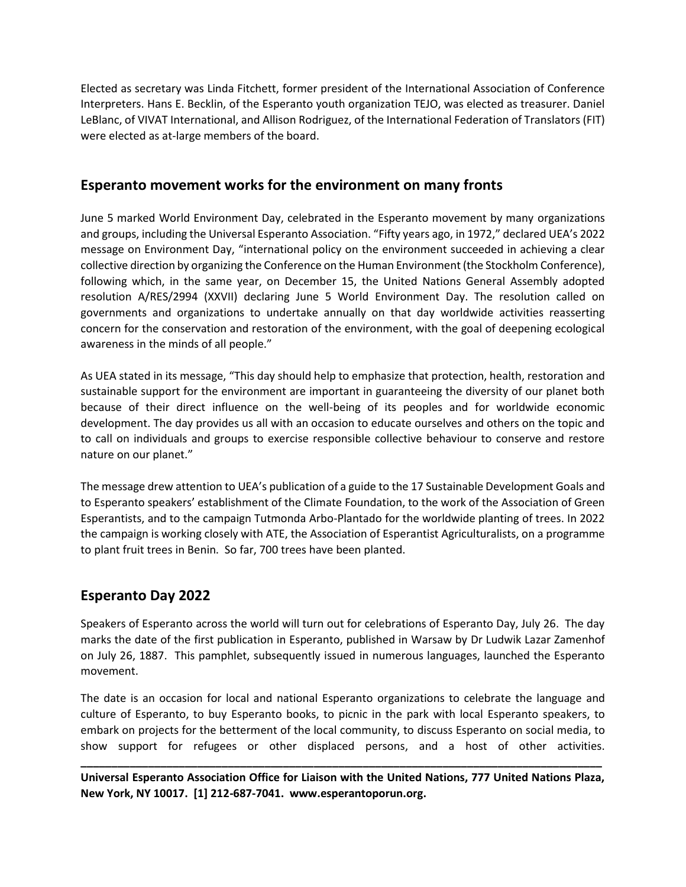Elected as secretary was Linda Fitchett, former president of the International Association of Conference Interpreters. Hans E. Becklin, of the Esperanto youth organization TEJO, was elected as treasurer. Daniel LeBlanc, of VIVAT International, and Allison Rodriguez, of the International Federation of Translators (FIT) were elected as at-large members of the board.

## Esperanto movement works for the environment on many fronts

June 5 marked World Environment Day, celebrated in the Esperanto movement by many organizations and groups, including the Universal Esperanto Association. "Fifty years ago, in 1972," declared UEA's 2022 message on Environment Day, "international policy on the environment succeeded in achieving a clear collective direction by organizing the Conference on the Human Environment (the Stockholm Conference), following which, in the same year, on December 15, the United Nations General Assembly adopted resolution A/RES/2994 (XXVII) declaring June 5 World Environment Day. The resolution called on governments and organizations to undertake annually on that day worldwide activities reasserting concern for the conservation and restoration of the environment, with the goal of deepening ecological awareness in the minds of all people."

As UEA stated in its message, "This day should help to emphasize that protection, health, restoration and sustainable support for the environment are important in guaranteeing the diversity of our planet both because of their direct influence on the well-being of its peoples and for worldwide economic development. The day provides us all with an occasion to educate ourselves and others on the topic and to call on individuals and groups to exercise responsible collective behaviour to conserve and restore nature on our planet."

The message drew attention to UEA's publication of a guide to the 17 Sustainable Development Goals and to Esperanto speakers' establishment of the Climate Foundation, to the work of the Association of Green Esperantists, and to the campaign Tutmonda Arbo-Plantado for the worldwide planting of trees. In 2022 the campaign is working closely with ATE, the Association of Esperantist Agriculturalists, on a programme to plant fruit trees in Benin. So far, 700 trees have been planted.

## Esperanto Day 2022

Speakers of Esperanto across the world will turn out for celebrations of Esperanto Day, July 26. The day marks the date of the first publication in Esperanto, published in Warsaw by Dr Ludwik Lazar Zamenhof on July 26, 1887. This pamphlet, subsequently issued in numerous languages, launched the Esperanto movement.

The date is an occasion for local and national Esperanto organizations to celebrate the language and culture of Esperanto, to buy Esperanto books, to picnic in the park with local Esperanto speakers, to embark on projects for the betterment of the local community, to discuss Esperanto on social media, to show support for refugees or other displaced persons, and a host of other activities.

---

**Universal Esperanto Association Office for Liaison with the United Nations, 777 United Nations Plaza, New York, NY 10017. [1] 212-687-7041. www.esperantoporun.org.**